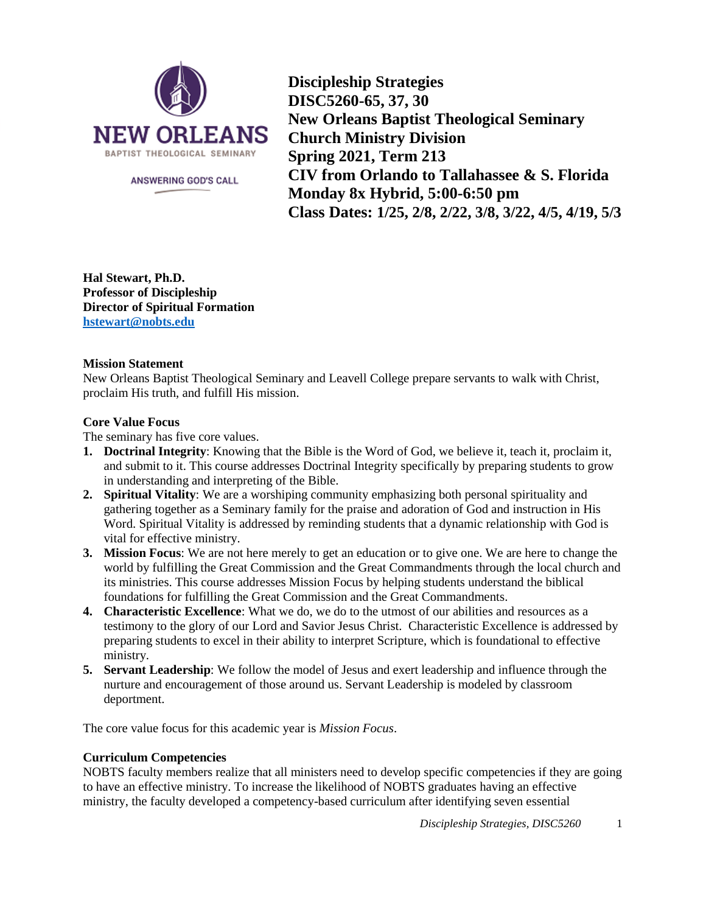**Discipleship Strategies**
**DISC5260-65, 37, 30**
**New Orleans Baptist Theological Seminary**
**Church Ministry Division**
**Spring 2021, Term 213**
**CIV from Orlando to Tallahassee & S. Florida**
**Monday 8x Hybrid, 5:00-6:50 pm**
**Class Dates: 1/25, 2/8, 2/22, 3/8, 3/22, 4/5, 4/19, 5/3**

**Hal Stewart, Ph.D.**
**Professor of Discipleship**
**Director of Spiritual Formation**
**hstewart@nobts.edu**

**Mission Statement**

New Orleans Baptist Theological Seminary and Leavell College prepare servants to walk with Christ, proclaim His truth, and fulfill His mission.

**Core Value Focus**

The seminary has five core values.

1. **Doctrinal Integrity**: Knowing that the Bible is the Word of God, we believe it, teach it, proclaim it, and submit to it. This course addresses Doctrinal Integrity specifically by preparing students to grow in understanding and interpreting of the Bible.
2. **Spiritual Vitality**: We are a worshiping community emphasizing both personal spirituality and gathering together as a Seminary family for the praise and adoration of God and instruction in His Word. Spiritual Vitality is addressed by reminding students that a dynamic relationship with God is vital for effective ministry.
3. **Mission Focus**: We are not here merely to get an education or to give one. We are here to change the world by fulfilling the Great Commission and the Great Commandments through the local church and its ministries. This course addresses Mission Focus by helping students understand the biblical foundations for fulfilling the Great Commission and the Great Commandments.
4. **Characteristic Excellence**: What we do, we do to the utmost of our abilities and resources as a testimony to the glory of our Lord and Savior Jesus Christ. Characteristic Excellence is addressed by preparing students to excel in their ability to interpret Scripture, which is foundational to effective ministry.
5. **Servant Leadership**: We follow the model of Jesus and exert leadership and influence through the nurture and encouragement of those around us. Servant Leadership is modeled by classroom deportment.

The core value focus for this academic year is *Mission Focus*.

**Curriculum Competencies**

NOBTS faculty members realize that all ministers need to develop specific competencies if they are going to have an effective ministry. To increase the likelihood of NOBTS graduates having an effective ministry, the faculty developed a competency-based curriculum after identifying seven essential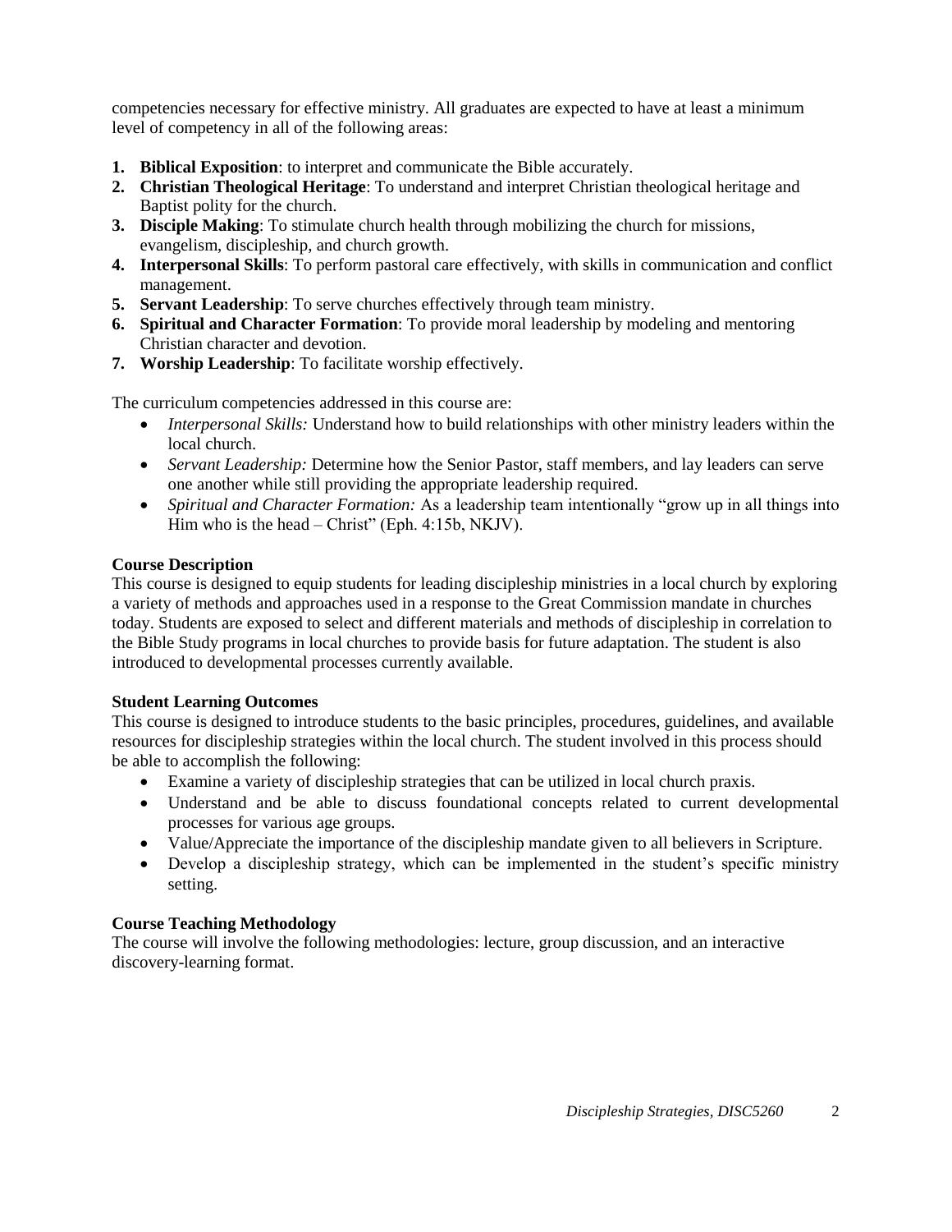competencies necessary for effective ministry. All graduates are expected to have at least a minimum level of competency in all of the following areas:

1. **Biblical Exposition**: to interpret and communicate the Bible accurately.
2. **Christian Theological Heritage**: To understand and interpret Christian theological heritage and Baptist polity for the church.
3. **Disciple Making**: To stimulate church health through mobilizing the church for missions, evangelism, discipleship, and church growth.
4. **Interpersonal Skills**: To perform pastoral care effectively, with skills in communication and conflict management.
5. **Servant Leadership**: To serve churches effectively through team ministry.
6. **Spiritual and Character Formation**: To provide moral leadership by modeling and mentoring Christian character and devotion.
7. **Worship Leadership**: To facilitate worship effectively.

The curriculum competencies addressed in this course are:

- *Interpersonal Skills:* Understand how to build relationships with other ministry leaders within the local church.
- *Servant Leadership:* Determine how the Senior Pastor, staff members, and lay leaders can serve one another while still providing the appropriate leadership required.
- *Spiritual and Character Formation:* As a leadership team intentionally "grow up in all things into Him who is the head – Christ" (Eph. 4:15b, NKJV).

**Course Description**

This course is designed to equip students for leading discipleship ministries in a local church by exploring a variety of methods and approaches used in a response to the Great Commission mandate in churches today. Students are exposed to select and different materials and methods of discipleship in correlation to the Bible Study programs in local churches to provide basis for future adaptation. The student is also introduced to developmental processes currently available.

**Student Learning Outcomes**

This course is designed to introduce students to the basic principles, procedures, guidelines, and available resources for discipleship strategies within the local church. The student involved in this process should be able to accomplish the following:

- Examine a variety of discipleship strategies that can be utilized in local church praxis.
- Understand and be able to discuss foundational concepts related to current developmental processes for various age groups.
- Value/Appreciate the importance of the discipleship mandate given to all believers in Scripture.
- Develop a discipleship strategy, which can be implemented in the student's specific ministry setting.

**Course Teaching Methodology**

The course will involve the following methodologies: lecture, group discussion, and an interactive discovery-learning format.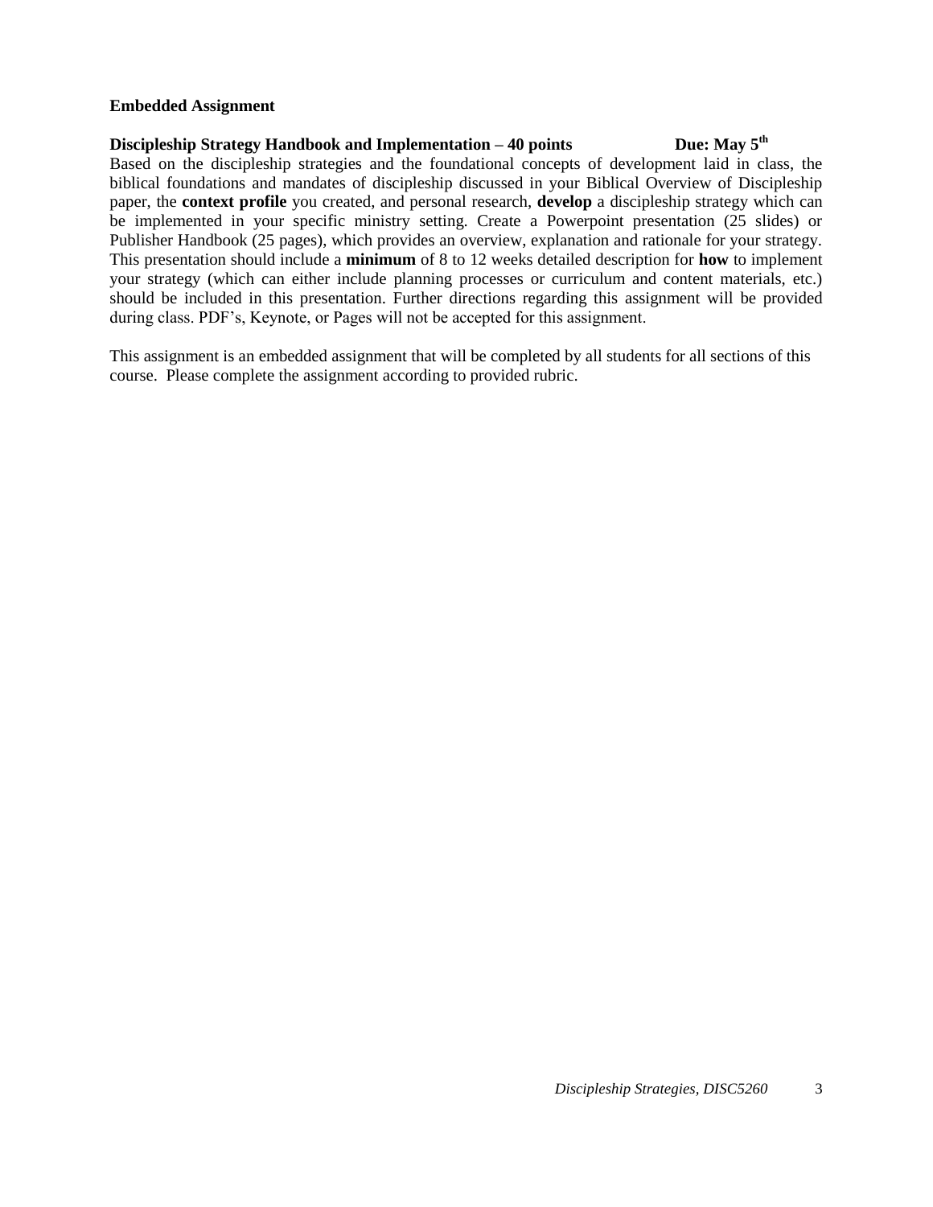**Embedded Assignment**

**Discipleship Strategy Handbook and Implementation – 40 points** **Due: May 5th**

Based on the discipleship strategies and the foundational concepts of development laid in class, the biblical foundations and mandates of discipleship discussed in your Biblical Overview of Discipleship paper, the **context profile** you created, and personal research, **develop** a discipleship strategy which can be implemented in your specific ministry setting. Create a Powerpoint presentation (25 slides) or Publisher Handbook (25 pages), which provides an overview, explanation and rationale for your strategy. This presentation should include a **minimum** of 8 to 12 weeks detailed description for **how** to implement your strategy (which can either include planning processes or curriculum and content materials, etc.) should be included in this presentation. Further directions regarding this assignment will be provided during class. PDF's, Keynote, or Pages will not be accepted for this assignment.

This assignment is an embedded assignment that will be completed by all students for all sections of this course. Please complete the assignment according to provided rubric.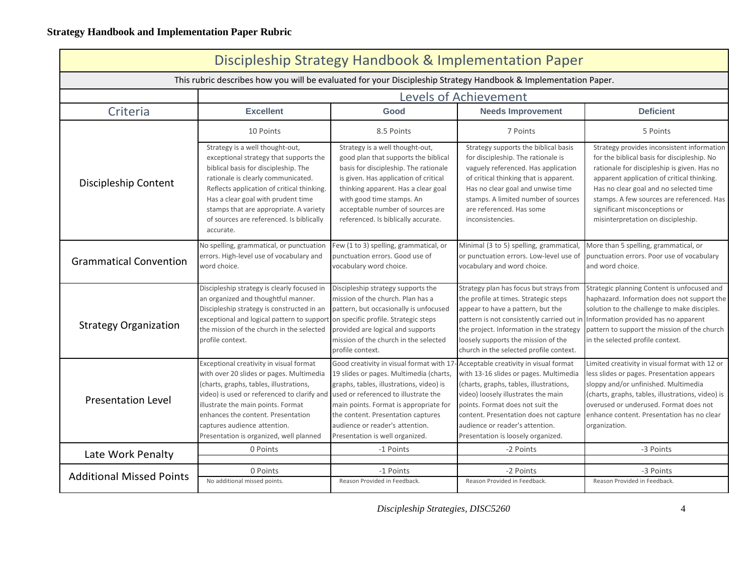**Strategy Handbook and Implementation Paper Rubric**

| Discipleship Strategy Handbook & Implementation Paper | | | | |
|---|---|---|---|---|
| This rubric describes how you will be evaluated for your Discipleship Strategy Handbook & Implementation Paper. | | | | |
| | Levels of Achievement | | | |
| **Criteria** | **Excellent** | **Good** | **Needs Improvement** | **Deficient** |
| Discipleship Content | 10 Points | 8.5 Points | 7 Points | 5 Points |
| | Strategy is a well thought-out, exceptional strategy that supports the biblical basis for discipleship. The rationale is clearly communicated. Reflects application of critical thinking. Has a clear goal with prudent time stamps that are appropriate. A variety of sources are referenced. Is biblically accurate. | Strategy is a well thought-out, good plan that supports the biblical basis for discipleship. The rationale is given. Has application of critical thinking apparent. Has a clear goal with good time stamps. An acceptable number of sources are referenced. Is biblically accurate. | Strategy supports the biblical basis for discipleship. The rationale is vaguely referenced. Has application of critical thinking that is apparent. Has no clear goal and unwise time stamps. A limited number of sources are referenced. Has some inconsistencies. | Strategy provides inconsistent information for the biblical basis for discipleship. No rationale for discipleship is given. Has no apparent application of critical thinking. Has no clear goal and no selected time stamps. A few sources are referenced. Has significant misconceptions or misinterpretation on discipleship. |
| Grammatical Convention | No spelling, grammatical, or punctuation errors. High-level use of vocabulary and word choice. | Few (1 to 3) spelling, grammatical, or punctuation errors. Good use of vocabulary word choice. | Minimal (3 to 5) spelling, grammatical, or punctuation errors. Low-level use of vocabulary and word choice. | More than 5 spelling, grammatical, or punctuation errors. Poor use of vocabulary and word choice. |
| Strategy Organization | Discipleship strategy is clearly focused in an organized and thoughtful manner. Discipleship strategy is constructed in an exceptional and logical pattern to support the mission of the church in the selected profile context. | Discipleship strategy supports the mission of the church. Plan has a pattern, but occasionally is unfocused on specific profile. Strategic steps provided are logical and supports mission of the church in the selected profile context. | Strategy plan has focus but strays from the profile at times. Strategic steps appear to have a pattern, but the pattern is not consistently carried out in the project. Information in the strategy loosely supports the mission of the church in the selected profile context. | Strategic planning Content is unfocused and haphazard. Information does not support the solution to the challenge to make disciples. Information provided has no apparent pattern to support the mission of the church in the selected profile context. |
| Presentation Level | Exceptional creativity in visual format with over 20 slides or pages. Multimedia (charts, graphs, tables, illustrations, video) is used or referenced to clarify and illustrate the main points. Format enhances the content. Presentation captures audience attention. Presentation is organized, well planned | Good creativity in visual format with 17-19 slides or pages. Multimedia (charts, graphs, tables, illustrations, video) is used or referenced to illustrate the main points. Format is appropriate for the content. Presentation captures audience or reader's attention. Presentation is well organized. | Acceptable creativity in visual format with 13-16 slides or pages. Multimedia (charts, graphs, tables, illustrations, video) loosely illustrates the main points. Format does not suit the content. Presentation does not capture audience or reader's attention. Presentation is loosely organized. | Limited creativity in visual format with 12 or less slides or pages. Presentation appears sloppy and/or unfinished. Multimedia (charts, graphs, tables, illustrations, video) is overused or underused. Format does not enhance content. Presentation has no clear organization. |
| Late Work Penalty | 0 Points | -1 Points | -2 Points | -3 Points |
| Additional Missed Points | 0 Points | -1 Points | -2 Points | -3 Points |
| | No additional missed points. | Reason Provided in Feedback. | Reason Provided in Feedback. | Reason Provided in Feedback. |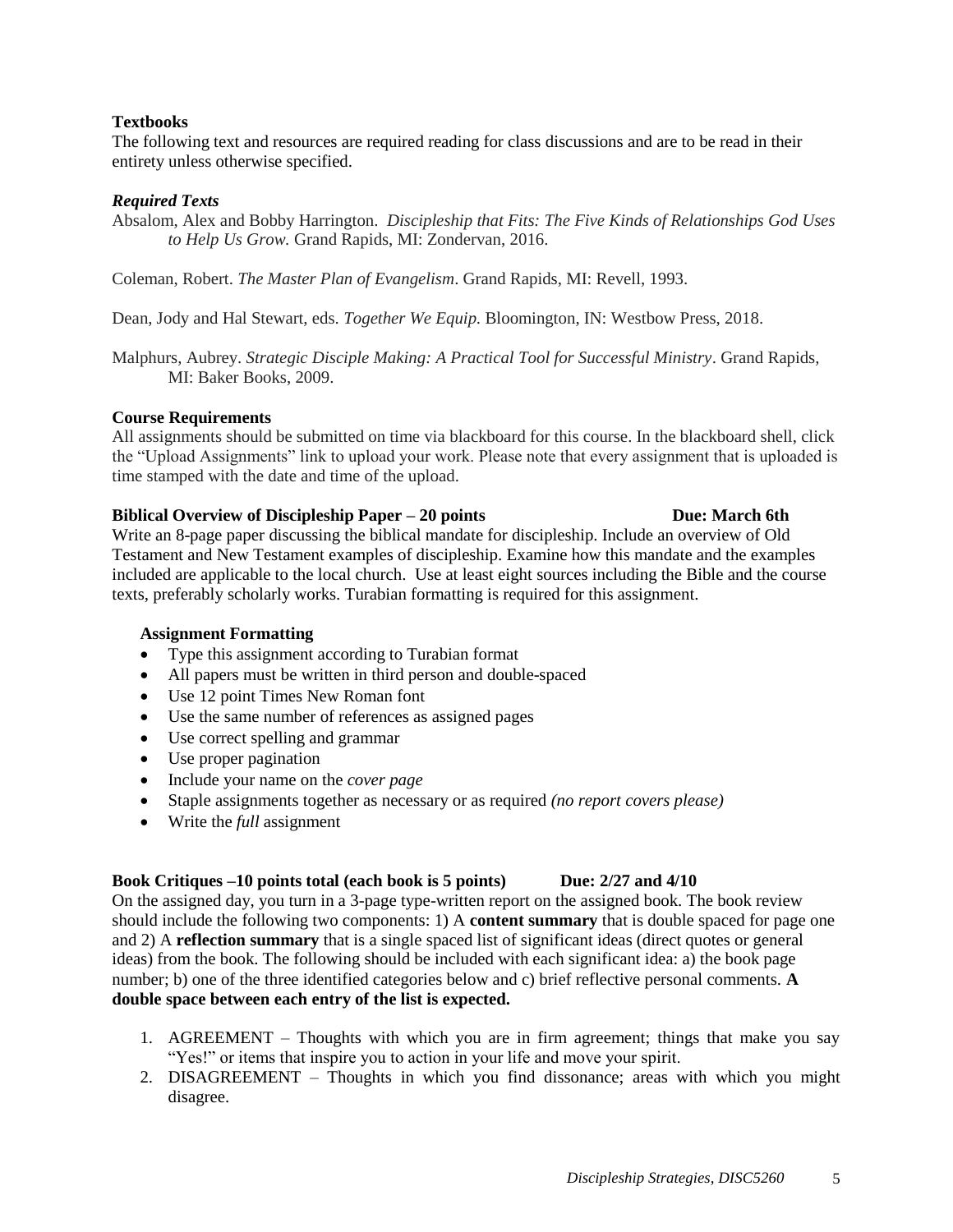**Textbooks**

The following text and resources are required reading for class discussions and are to be read in their entirety unless otherwise specified.

***Required Texts***

Absalom, Alex and Bobby Harrington. *Discipleship that Fits: The Five Kinds of Relationships God Uses to Help Us Grow.* Grand Rapids, MI: Zondervan, 2016.

Coleman, Robert. *The Master Plan of Evangelism*. Grand Rapids, MI: Revell, 1993.

Dean, Jody and Hal Stewart, eds. *Together We Equip.* Bloomington, IN: Westbow Press, 2018.

Malphurs, Aubrey. *Strategic Disciple Making: A Practical Tool for Successful Ministry*. Grand Rapids, MI: Baker Books, 2009.

**Course Requirements**

All assignments should be submitted on time via blackboard for this course. In the blackboard shell, click the "Upload Assignments" link to upload your work. Please note that every assignment that is uploaded is time stamped with the date and time of the upload.

**Biblical Overview of Discipleship Paper – 20 points** **Due: March 6th**

Write an 8-page paper discussing the biblical mandate for discipleship. Include an overview of Old Testament and New Testament examples of discipleship. Examine how this mandate and the examples included are applicable to the local church. Use at least eight sources including the Bible and the course texts, preferably scholarly works. Turabian formatting is required for this assignment.

**Assignment Formatting**

- Type this assignment according to Turabian format
- All papers must be written in third person and double-spaced
- Use 12 point Times New Roman font
- Use the same number of references as assigned pages
- Use correct spelling and grammar
- Use proper pagination
- Include your name on the *cover page*
- Staple assignments together as necessary or as required *(no report covers please)*
- Write the *full* assignment

**Book Critiques –10 points total (each book is 5 points)** **Due: 2/27 and 4/10**

On the assigned day, you turn in a 3-page type-written report on the assigned book. The book review should include the following two components: 1) A **content summary** that is double spaced for page one and 2) A **reflection summary** that is a single spaced list of significant ideas (direct quotes or general ideas) from the book. The following should be included with each significant idea: a) the book page number; b) one of the three identified categories below and c) brief reflective personal comments. **A double space between each entry of the list is expected.**

1. AGREEMENT – Thoughts with which you are in firm agreement; things that make you say "Yes!" or items that inspire you to action in your life and move your spirit.
2. DISAGREEMENT – Thoughts in which you find dissonance; areas with which you might disagree.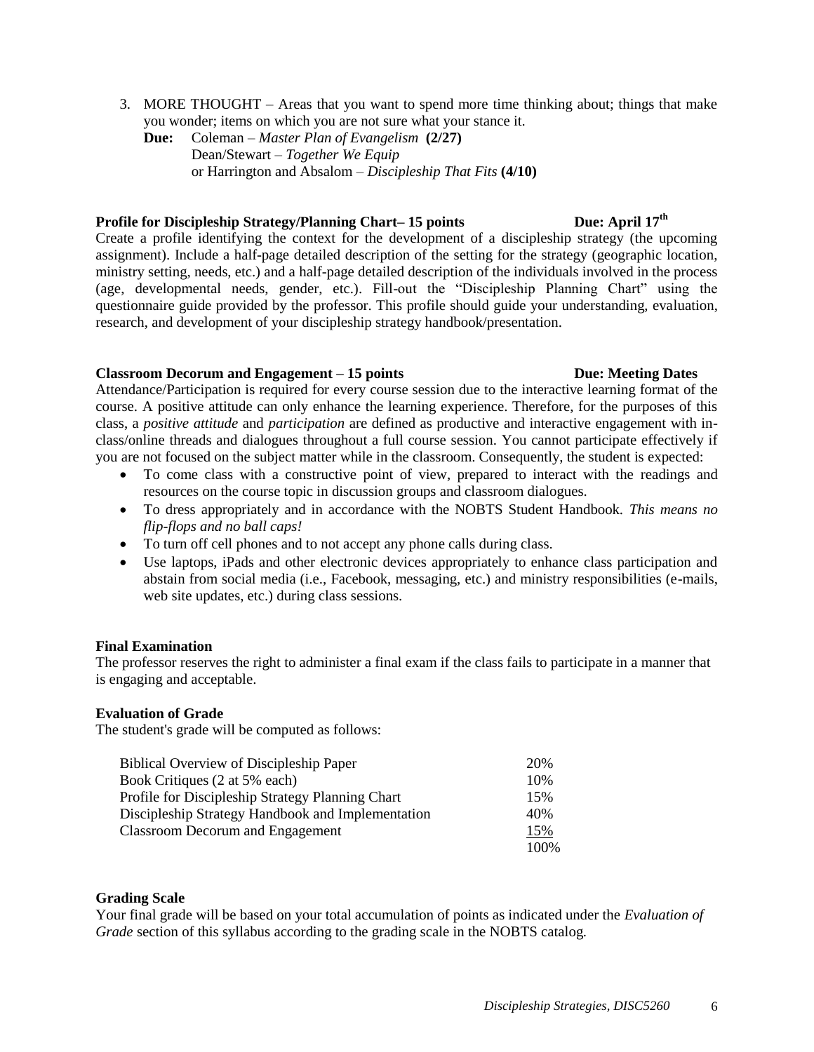3. MORE THOUGHT – Areas that you want to spend more time thinking about; things that make you wonder; items on which you are not sure what your stance it.

   **Due:** Coleman – *Master Plan of Evangelism* **(2/27)**
   Dean/Stewart – *Together We Equip*
   or Harrington and Absalom – *Discipleship That Fits* **(4/10)**

**Profile for Discipleship Strategy/Planning Chart– 15 points** **Due: April 17th**

Create a profile identifying the context for the development of a discipleship strategy (the upcoming assignment). Include a half-page detailed description of the setting for the strategy (geographic location, ministry setting, needs, etc.) and a half-page detailed description of the individuals involved in the process (age, developmental needs, gender, etc.). Fill-out the "Discipleship Planning Chart" using the questionnaire guide provided by the professor. This profile should guide your understanding, evaluation, research, and development of your discipleship strategy handbook/presentation.

**Classroom Decorum and Engagement – 15 points** **Due: Meeting Dates**

Attendance/Participation is required for every course session due to the interactive learning format of the course. A positive attitude can only enhance the learning experience. Therefore, for the purposes of this class, a *positive attitude* and *participation* are defined as productive and interactive engagement with in-class/online threads and dialogues throughout a full course session. You cannot participate effectively if you are not focused on the subject matter while in the classroom. Consequently, the student is expected:

- To come class with a constructive point of view, prepared to interact with the readings and resources on the course topic in discussion groups and classroom dialogues.
- To dress appropriately and in accordance with the NOBTS Student Handbook. *This means no flip-flops and no ball caps!*
- To turn off cell phones and to not accept any phone calls during class.
- Use laptops, iPads and other electronic devices appropriately to enhance class participation and abstain from social media (i.e., Facebook, messaging, etc.) and ministry responsibilities (e-mails, web site updates, etc.) during class sessions.

**Final Examination**

The professor reserves the right to administer a final exam if the class fails to participate in a manner that is engaging and acceptable.

**Evaluation of Grade**

The student's grade will be computed as follows:

| | |
|---|---|
| Biblical Overview of Discipleship Paper | 20% |
| Book Critiques (2 at 5% each) | 10% |
| Profile for Discipleship Strategy Planning Chart | 15% |
| Discipleship Strategy Handbook and Implementation | 40% |
| Classroom Decorum and Engagement | 15% |
| | 100% |

**Grading Scale**

Your final grade will be based on your total accumulation of points as indicated under the *Evaluation of Grade* section of this syllabus according to the grading scale in the NOBTS catalog.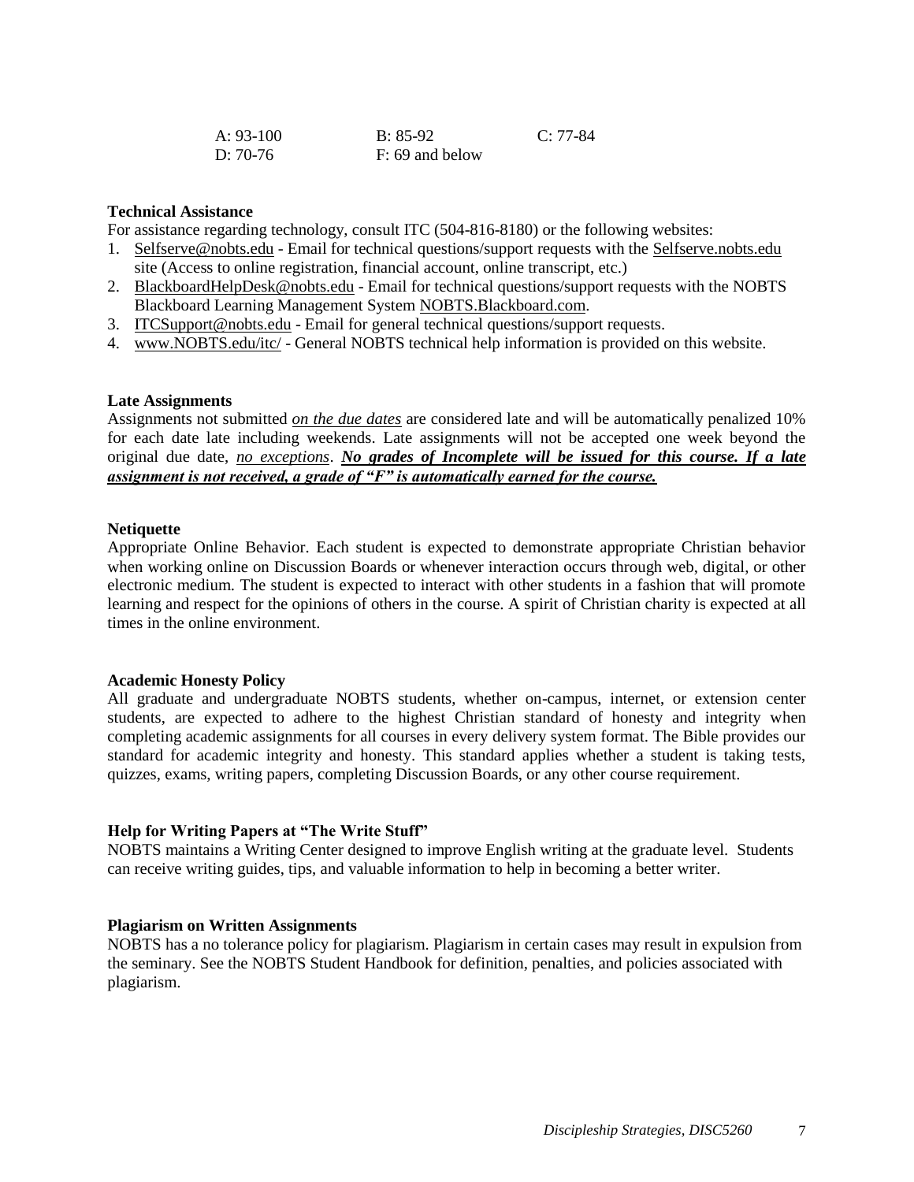| A: 93-100 | B: 85-92 | C: 77-84 |
|---|---|---|
| D: 70-76 | F: 69 and below | |

**Technical Assistance**

For assistance regarding technology, consult ITC (504-816-8180) or the following websites:

1. Selfserve@nobts.edu - Email for technical questions/support requests with the Selfserve.nobts.edu site (Access to online registration, financial account, online transcript, etc.)
2. BlackboardHelpDesk@nobts.edu - Email for technical questions/support requests with the NOBTS Blackboard Learning Management System NOBTS.Blackboard.com.
3. ITCSupport@nobts.edu - Email for general technical questions/support requests.
4. www.NOBTS.edu/itc/ - General NOBTS technical help information is provided on this website.

**Late Assignments**

Assignments not submitted *on the due dates* are considered late and will be automatically penalized 10% for each date late including weekends. Late assignments will not be accepted one week beyond the original due date, *no exceptions*. ***No grades of Incomplete will be issued for this course. If a late assignment is not received, a grade of "F" is automatically earned for the course.***

**Netiquette**

Appropriate Online Behavior. Each student is expected to demonstrate appropriate Christian behavior when working online on Discussion Boards or whenever interaction occurs through web, digital, or other electronic medium. The student is expected to interact with other students in a fashion that will promote learning and respect for the opinions of others in the course. A spirit of Christian charity is expected at all times in the online environment.

**Academic Honesty Policy**

All graduate and undergraduate NOBTS students, whether on-campus, internet, or extension center students, are expected to adhere to the highest Christian standard of honesty and integrity when completing academic assignments for all courses in every delivery system format. The Bible provides our standard for academic integrity and honesty. This standard applies whether a student is taking tests, quizzes, exams, writing papers, completing Discussion Boards, or any other course requirement.

**Help for Writing Papers at "The Write Stuff"**

NOBTS maintains a Writing Center designed to improve English writing at the graduate level. Students can receive writing guides, tips, and valuable information to help in becoming a better writer.

**Plagiarism on Written Assignments**

NOBTS has a no tolerance policy for plagiarism. Plagiarism in certain cases may result in expulsion from the seminary. See the NOBTS Student Handbook for definition, penalties, and policies associated with plagiarism.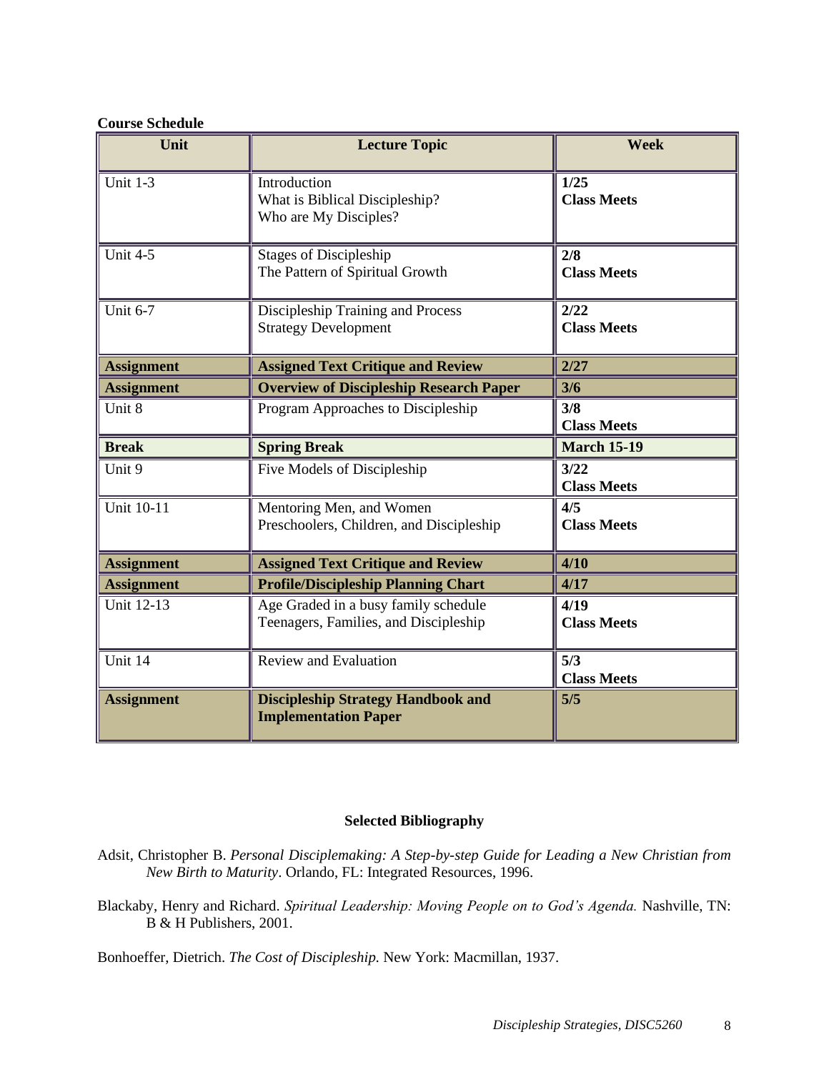**Course Schedule**

| Unit | Lecture Topic | Week |
|---|---|---|
| Unit 1-3 | Introduction<br>What is Biblical Discipleship?<br>Who are My Disciples? | **1/25**<br>**Class Meets** |
| Unit 4-5 | Stages of Discipleship<br>The Pattern of Spiritual Growth | **2/8**<br>**Class Meets** |
| Unit 6-7 | Discipleship Training and Process<br>Strategy Development | **2/22**<br>**Class Meets** |
| **Assignment** | **Assigned Text Critique and Review** | **2/27** |
| **Assignment** | **Overview of Discipleship Research Paper** | **3/6** |
| Unit 8 | Program Approaches to Discipleship | **3/8**<br>**Class Meets** |
| **Break** | **Spring Break** | **March 15-19** |
| Unit 9 | Five Models of Discipleship | **3/22**<br>**Class Meets** |
| Unit 10-11 | Mentoring Men, and Women<br>Preschoolers, Children, and Discipleship | **4/5**<br>**Class Meets** |
| **Assignment** | **Assigned Text Critique and Review** | **4/10** |
| **Assignment** | **Profile/Discipleship Planning Chart** | **4/17** |
| Unit 12-13 | Age Graded in a busy family schedule<br>Teenagers, Families, and Discipleship | **4/19**<br>**Class Meets** |
| Unit 14 | Review and Evaluation | **5/3**<br>**Class Meets** |
| **Assignment** | **Discipleship Strategy Handbook and Implementation Paper** | **5/5** |

## Selected Bibliography

Adsit, Christopher B. *Personal Disciplemaking: A Step-by-step Guide for Leading a New Christian from New Birth to Maturity*. Orlando, FL: Integrated Resources, 1996.

Blackaby, Henry and Richard. *Spiritual Leadership: Moving People on to God's Agenda.* Nashville, TN: B & H Publishers, 2001.

Bonhoeffer, Dietrich. *The Cost of Discipleship.* New York: Macmillan, 1937.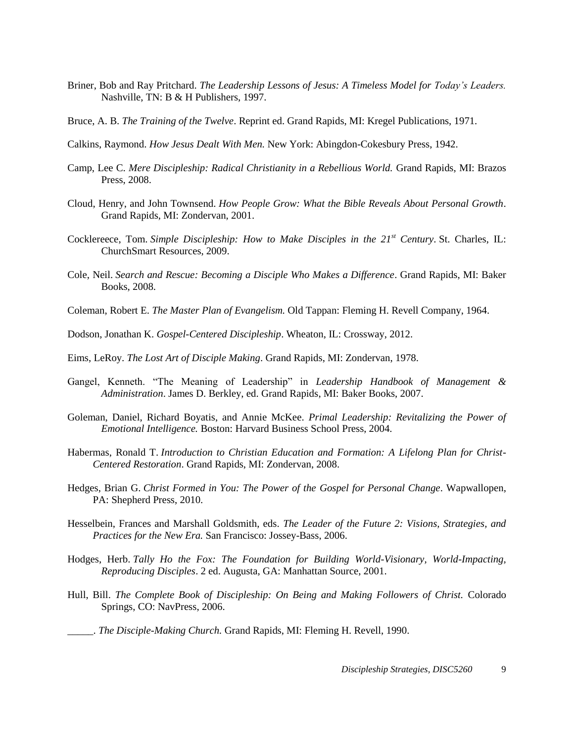Briner, Bob and Ray Pritchard. *The Leadership Lessons of Jesus: A Timeless Model for Today's Leaders.* Nashville, TN: B & H Publishers, 1997.

Bruce, A. B. *The Training of the Twelve*. Reprint ed. Grand Rapids, MI: Kregel Publications, 1971.

Calkins, Raymond. *How Jesus Dealt With Men.* New York: Abingdon-Cokesbury Press, 1942.

Camp, Lee C. *Mere Discipleship: Radical Christianity in a Rebellious World.* Grand Rapids, MI: Brazos Press, 2008.

Cloud, Henry, and John Townsend. *How People Grow: What the Bible Reveals About Personal Growth*. Grand Rapids, MI: Zondervan, 2001.

Cocklereece, Tom. *Simple Discipleship: How to Make Disciples in the 21st Century*. St. Charles, IL: ChurchSmart Resources, 2009.

Cole, Neil. *Search and Rescue: Becoming a Disciple Who Makes a Difference*. Grand Rapids, MI: Baker Books, 2008.

Coleman, Robert E. *The Master Plan of Evangelism.* Old Tappan: Fleming H. Revell Company, 1964.

Dodson, Jonathan K. *Gospel-Centered Discipleship*. Wheaton, IL: Crossway, 2012.

Eims, LeRoy. *The Lost Art of Disciple Making*. Grand Rapids, MI: Zondervan, 1978.

Gangel, Kenneth. "The Meaning of Leadership" in *Leadership Handbook of Management & Administration*. James D. Berkley, ed. Grand Rapids, MI: Baker Books, 2007.

Goleman, Daniel, Richard Boyatis, and Annie McKee. *Primal Leadership: Revitalizing the Power of Emotional Intelligence.* Boston: Harvard Business School Press, 2004.

Habermas, Ronald T. *Introduction to Christian Education and Formation: A Lifelong Plan for Christ-Centered Restoration*. Grand Rapids, MI: Zondervan, 2008.

Hedges, Brian G. *Christ Formed in You: The Power of the Gospel for Personal Change*. Wapwallopen, PA: Shepherd Press, 2010.

Hesselbein, Frances and Marshall Goldsmith, eds. *The Leader of the Future 2: Visions, Strategies, and Practices for the New Era.* San Francisco: Jossey-Bass, 2006.

Hodges, Herb. *Tally Ho the Fox: The Foundation for Building World-Visionary, World-Impacting, Reproducing Disciples*. 2 ed. Augusta, GA: Manhattan Source, 2001.

Hull, Bill. *The Complete Book of Discipleship: On Being and Making Followers of Christ.* Colorado Springs, CO: NavPress, 2006.

_____. *The Disciple-Making Church.* Grand Rapids, MI: Fleming H. Revell, 1990.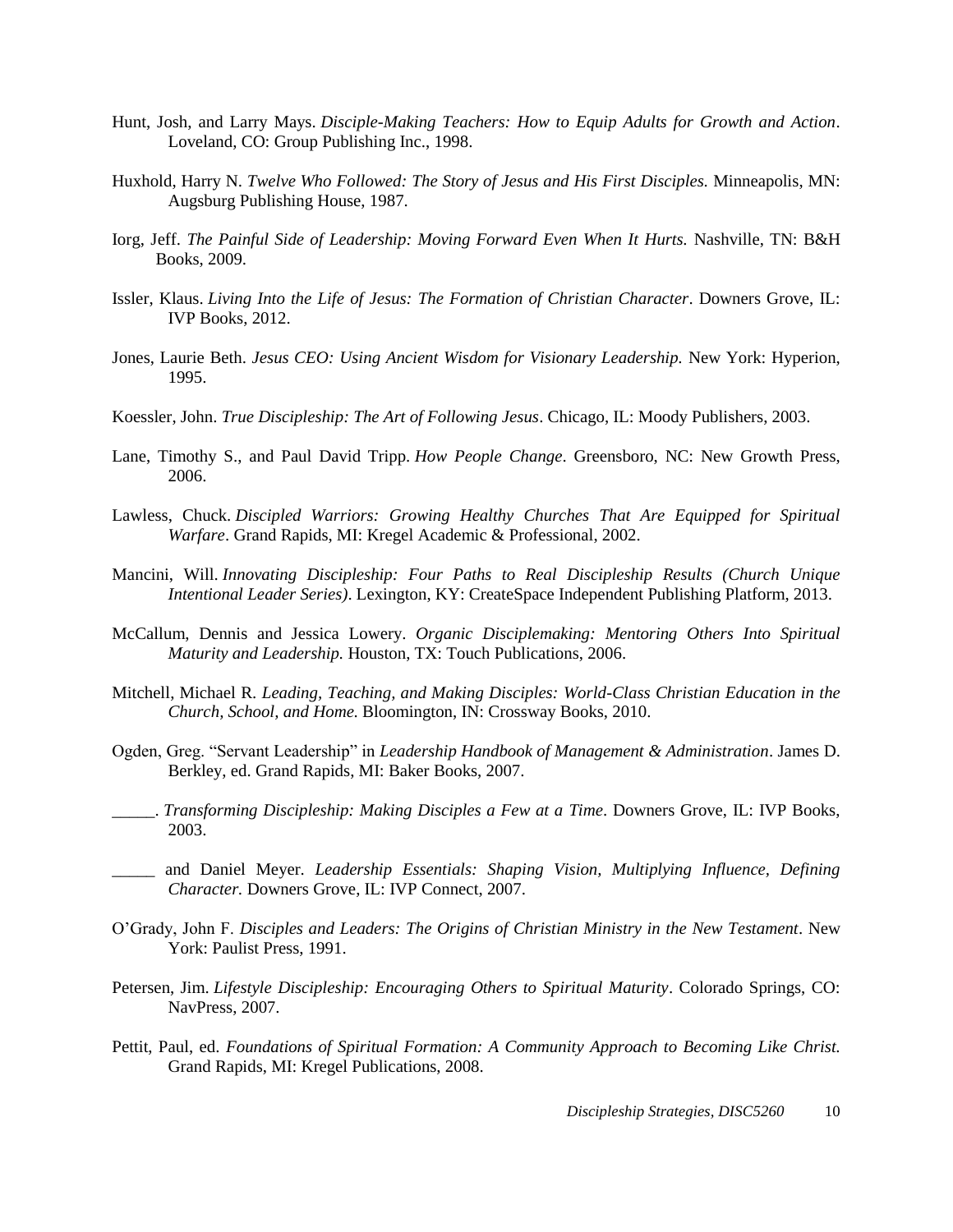Hunt, Josh, and Larry Mays. *Disciple-Making Teachers: How to Equip Adults for Growth and Action*. Loveland, CO: Group Publishing Inc., 1998.

Huxhold, Harry N. *Twelve Who Followed: The Story of Jesus and His First Disciples.* Minneapolis, MN: Augsburg Publishing House, 1987.

Iorg, Jeff. *The Painful Side of Leadership: Moving Forward Even When It Hurts.* Nashville, TN: B&H Books, 2009.

Issler, Klaus. *Living Into the Life of Jesus: The Formation of Christian Character*. Downers Grove, IL: IVP Books, 2012.

Jones, Laurie Beth. *Jesus CEO: Using Ancient Wisdom for Visionary Leadership.* New York: Hyperion, 1995.

Koessler, John. *True Discipleship: The Art of Following Jesus*. Chicago, IL: Moody Publishers, 2003.

Lane, Timothy S., and Paul David Tripp. *How People Change*. Greensboro, NC: New Growth Press, 2006.

Lawless, Chuck. *Discipled Warriors: Growing Healthy Churches That Are Equipped for Spiritual Warfare*. Grand Rapids, MI: Kregel Academic & Professional, 2002.

Mancini, Will. *Innovating Discipleship: Four Paths to Real Discipleship Results (Church Unique Intentional Leader Series)*. Lexington, KY: CreateSpace Independent Publishing Platform, 2013.

McCallum, Dennis and Jessica Lowery. *Organic Disciplemaking: Mentoring Others Into Spiritual Maturity and Leadership.* Houston, TX: Touch Publications, 2006.

Mitchell, Michael R. *Leading, Teaching, and Making Disciples: World-Class Christian Education in the Church, School, and Home.* Bloomington, IN: Crossway Books, 2010.

Ogden, Greg. "Servant Leadership" in *Leadership Handbook of Management & Administration*. James D. Berkley, ed. Grand Rapids, MI: Baker Books, 2007.

_____. *Transforming Discipleship: Making Disciples a Few at a Time*. Downers Grove, IL: IVP Books, 2003.

_____ and Daniel Meyer. *Leadership Essentials: Shaping Vision, Multiplying Influence, Defining Character.* Downers Grove, IL: IVP Connect, 2007.

O'Grady, John F. *Disciples and Leaders: The Origins of Christian Ministry in the New Testament*. New York: Paulist Press, 1991.

Petersen, Jim. *Lifestyle Discipleship: Encouraging Others to Spiritual Maturity*. Colorado Springs, CO: NavPress, 2007.

Pettit, Paul, ed. *Foundations of Spiritual Formation: A Community Approach to Becoming Like Christ.* Grand Rapids, MI: Kregel Publications, 2008.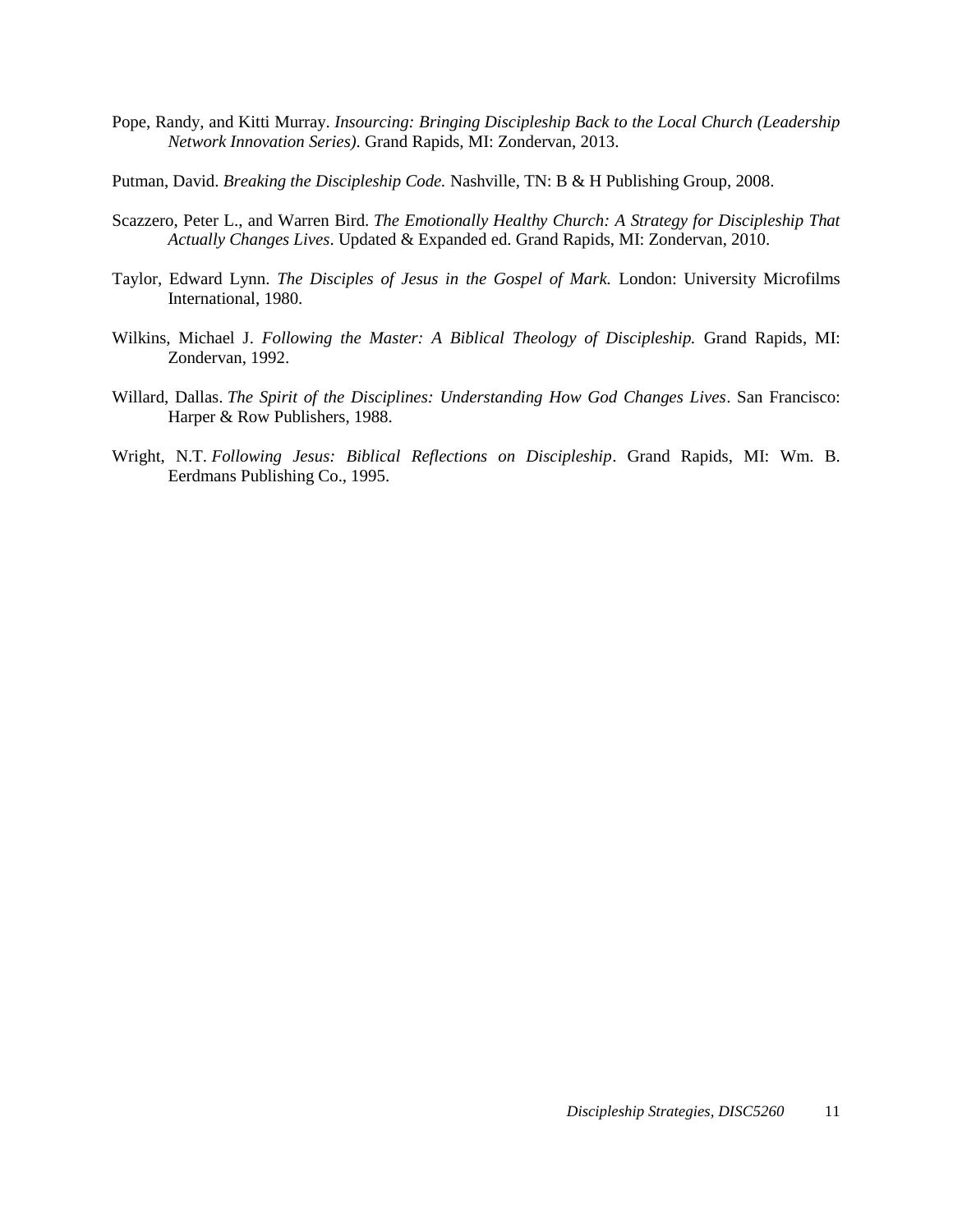Pope, Randy, and Kitti Murray. *Insourcing: Bringing Discipleship Back to the Local Church (Leadership Network Innovation Series)*. Grand Rapids, MI: Zondervan, 2013.

Putman, David. *Breaking the Discipleship Code.* Nashville, TN: B & H Publishing Group, 2008.

Scazzero, Peter L., and Warren Bird. *The Emotionally Healthy Church: A Strategy for Discipleship That Actually Changes Lives*. Updated & Expanded ed. Grand Rapids, MI: Zondervan, 2010.

Taylor, Edward Lynn. *The Disciples of Jesus in the Gospel of Mark.* London: University Microfilms International, 1980.

Wilkins, Michael J. *Following the Master: A Biblical Theology of Discipleship.* Grand Rapids, MI: Zondervan, 1992.

Willard, Dallas. *The Spirit of the Disciplines: Understanding How God Changes Lives*. San Francisco: Harper & Row Publishers, 1988.

Wright, N.T. *Following Jesus: Biblical Reflections on Discipleship*. Grand Rapids, MI: Wm. B. Eerdmans Publishing Co., 1995.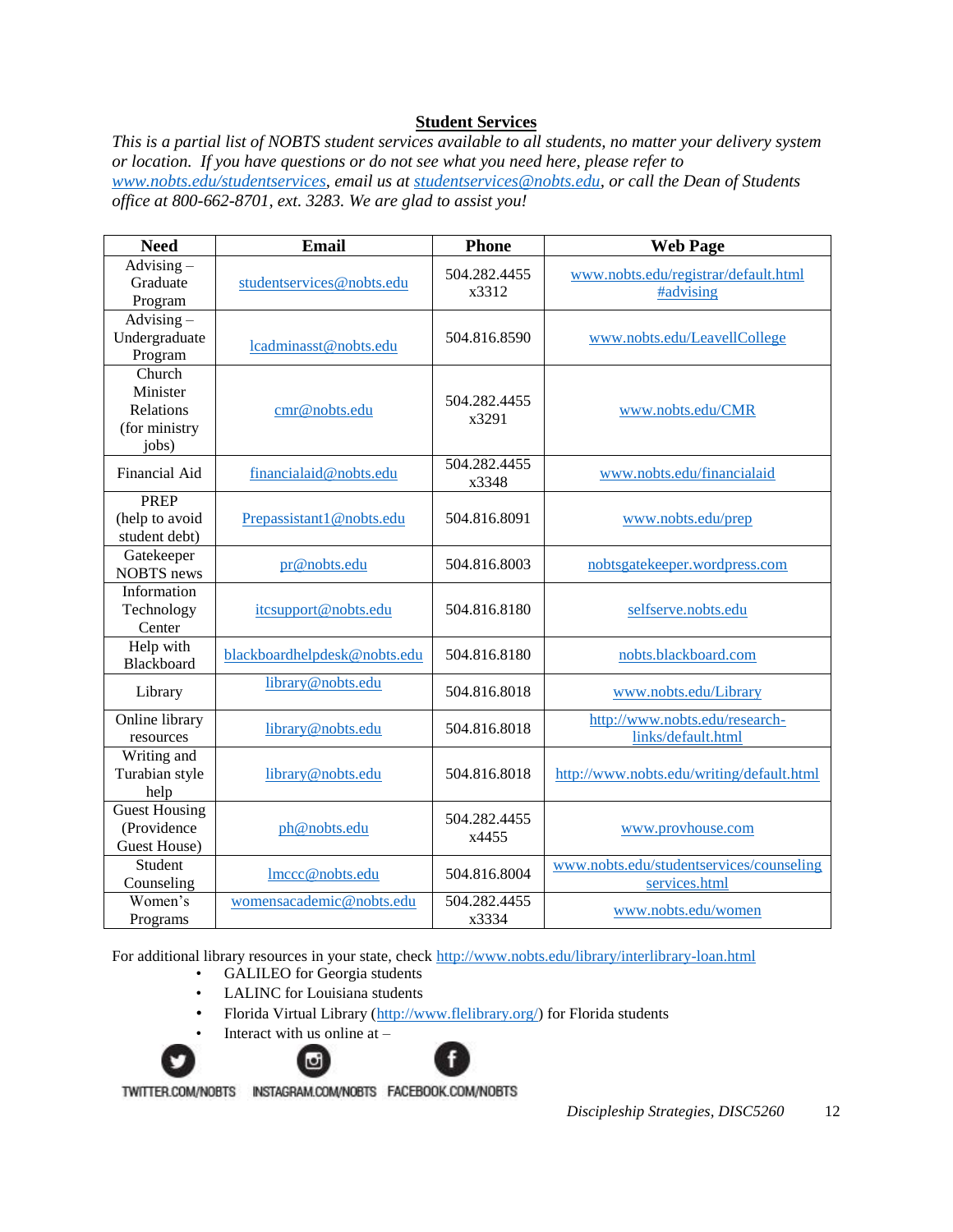**Student Services**

*This is a partial list of NOBTS student services available to all students, no matter your delivery system or location. If you have questions or do not see what you need here, please refer to www.nobts.edu/studentservices, email us at studentservices@nobts.edu, or call the Dean of Students office at 800-662-8701, ext. 3283. We are glad to assist you!*

| Need | Email | Phone | Web Page |
|---|---|---|---|
| Advising – Graduate Program | studentservices@nobts.edu | 504.282.4455 x3312 | www.nobts.edu/registrar/default.html #advising |
| Advising – Undergraduate Program | lcadminasst@nobts.edu | 504.816.8590 | www.nobts.edu/LeavellCollege |
| Church Minister Relations (for ministry jobs) | cmr@nobts.edu | 504.282.4455 x3291 | www.nobts.edu/CMR |
| Financial Aid | financialaid@nobts.edu | 504.282.4455 x3348 | www.nobts.edu/financialaid |
| PREP (help to avoid student debt) | Prepassistant1@nobts.edu | 504.816.8091 | www.nobts.edu/prep |
| Gatekeeper NOBTS news | pr@nobts.edu | 504.816.8003 | nobtsgatekeeper.wordpress.com |
| Information Technology Center | itcsupport@nobts.edu | 504.816.8180 | selfserve.nobts.edu |
| Help with Blackboard | blackboardhelpdesk@nobts.edu | 504.816.8180 | nobts.blackboard.com |
| Library | library@nobts.edu | 504.816.8018 | www.nobts.edu/Library |
| Online library resources | library@nobts.edu | 504.816.8018 | http://www.nobts.edu/research-links/default.html |
| Writing and Turabian style help | library@nobts.edu | 504.816.8018 | http://www.nobts.edu/writing/default.html |
| Guest Housing (Providence Guest House) | ph@nobts.edu | 504.282.4455 x4455 | www.provhouse.com |
| Student Counseling | lmccc@nobts.edu | 504.816.8004 | www.nobts.edu/studentservices/counselingservices.html |
| Women's Programs | womensacademic@nobts.edu | 504.282.4455 x3334 | www.nobts.edu/women |

For additional library resources in your state, check http://www.nobts.edu/library/interlibrary-loan.html

- GALILEO for Georgia students
- LALINC for Louisiana students
- Florida Virtual Library (http://www.flelibrary.org/) for Florida students
- Interact with us online at –

TWITTER.COM/NOBTS INSTAGRAM.COM/NOBTS FACEBOOK.COM/NOBTS